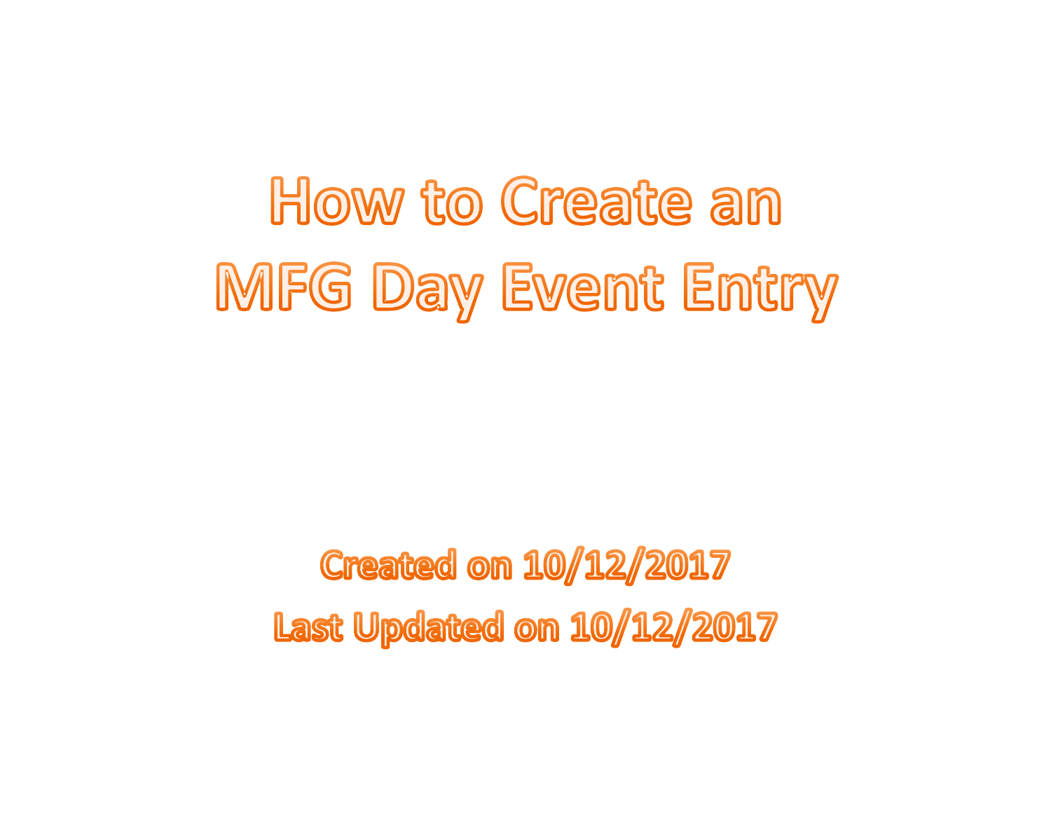# How to Create an MFG Day Event Entry

**Created on 10/12/2017**

**Last Updated on 10/12/2017**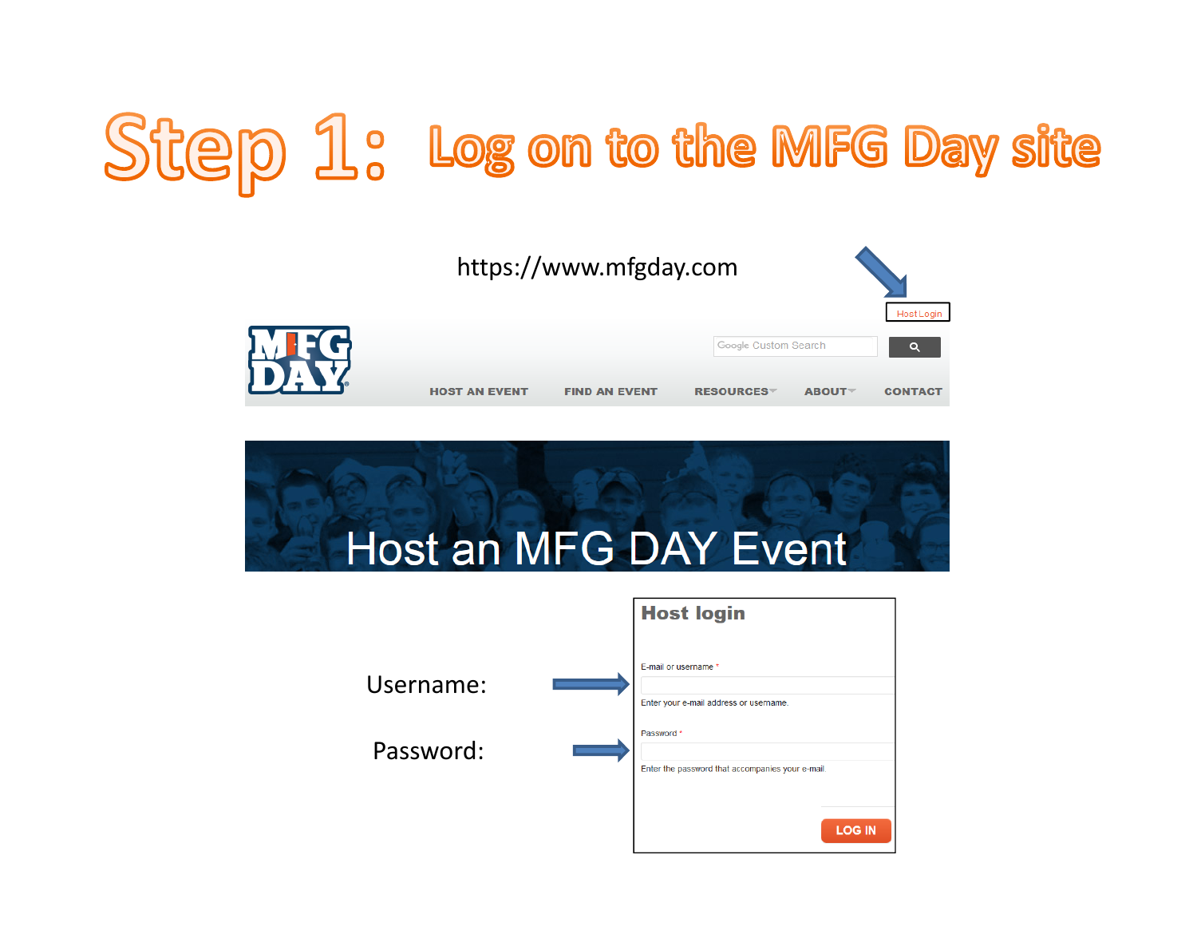# Step 1: Log on to the MFG Day site

https://www.mfgday.com

Host Login

MFG DAY

Google Custom Search

HOST AN EVENT FIND AN EVENT RESOURCES ABOUT CONTACT

Host an MFG DAY Event

Username:

Password:

**Host login**

E-mail or username *

Enter your e-mail address or username.

Password *

Enter the password that accompanies your e-mail.

LOG IN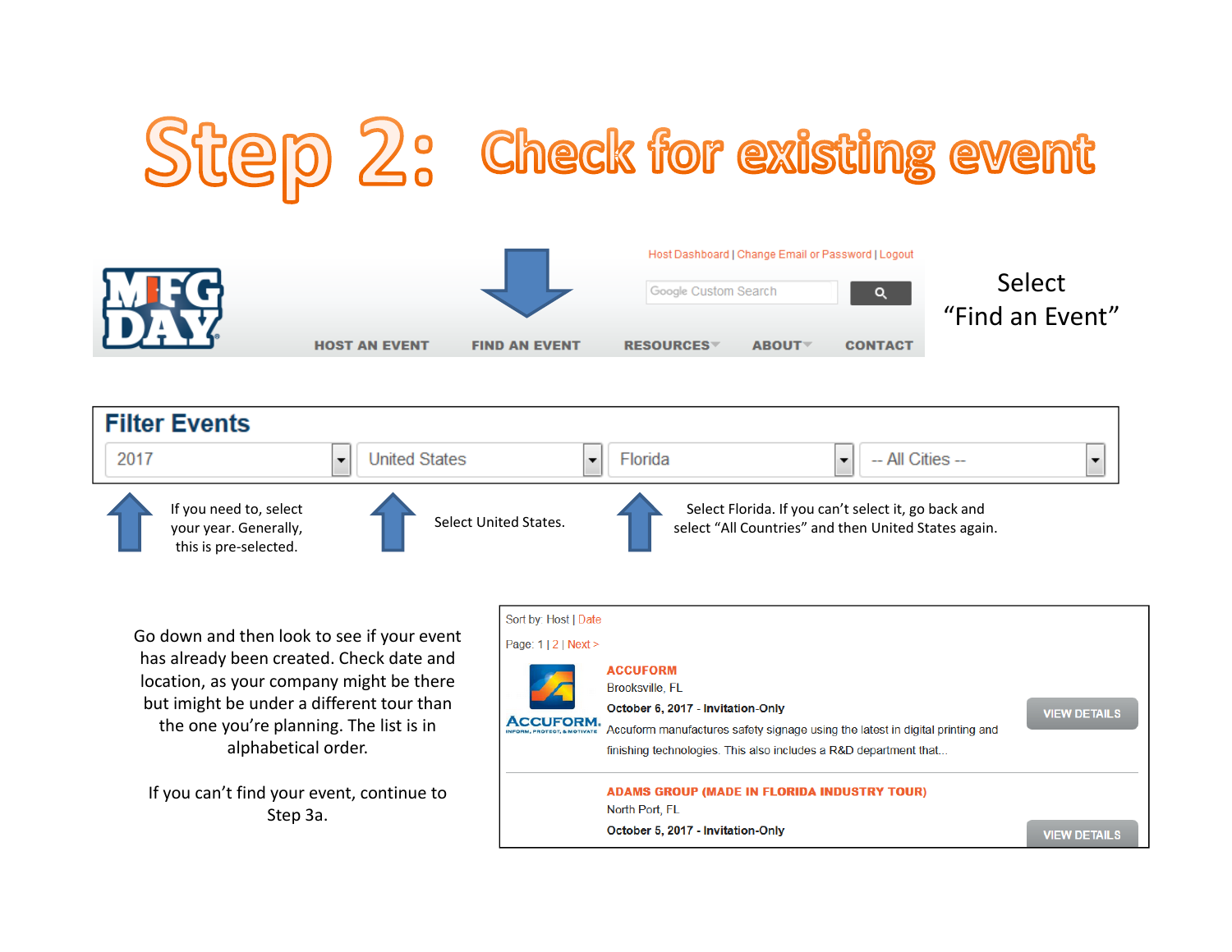# Step 2: Check for existing event

Host Dashboard | Change Email or Password | Logout

Google Custom Search

HOST AN EVENT FIND AN EVENT RESOURCES ABOUT CONTACT

Select "Find an Event"

**Filter Events**

2017 | United States | Florida | -- All Cities --

If you need to, select your year. Generally, this is pre-selected.

Select United States.

Select Florida. If you can't select it, go back and select "All Countries" and then United States again.

Go down and then look to see if your event has already been created. Check date and location, as your company might be there but imight be under a different tour than the one you're planning. The list is in alphabetical order.

If you can't find your event, continue to Step 3a.

Sort by: Host | Date

Page: 1 | 2 | Next >

**ACCUFORM**
Brooksville, FL
**October 6, 2017 - Invitation-Only**
Accuform manufactures safety signage using the latest in digital printing and finishing technologies. This also includes a R&D department that...

VIEW DETAILS

**ADAMS GROUP (MADE IN FLORIDA INDUSTRY TOUR)**
North Port, FL
**October 5, 2017 - Invitation-Only**

VIEW DETAILS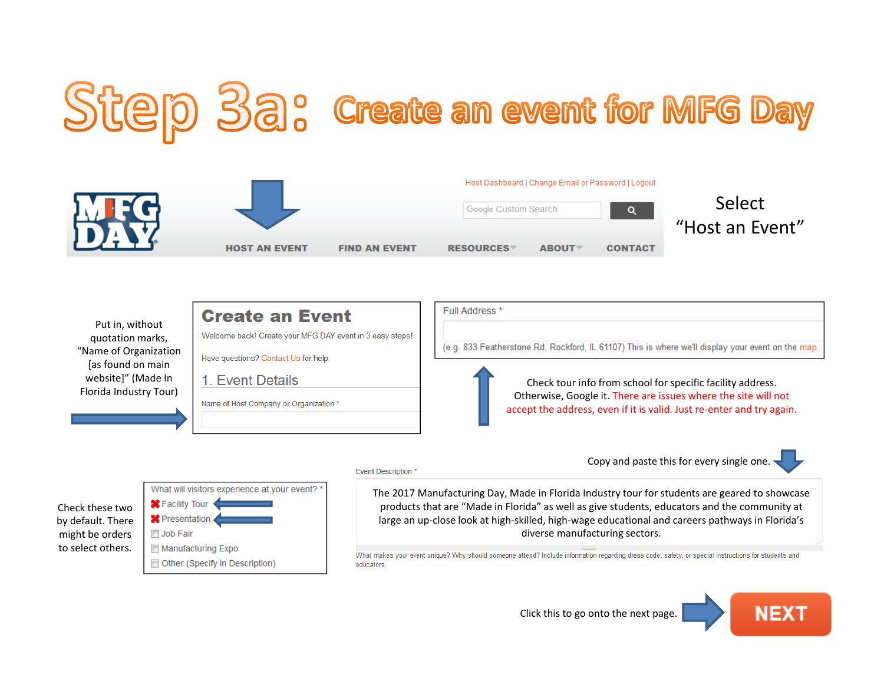# Step 3a: Create an event for MFG Day

Host Dashboard | Change Email or Password | Logout

Google Custom Search

HOST AN EVENT FIND AN EVENT RESOURCES ABOUT CONTACT

Select "Host an Event"

Put in, without quotation marks, "Name of Organization [as found on main website]" (Made In Florida Industry Tour)

**Create an Event**

Welcome back! Create your MFG DAY event in 3 easy steps!

Have questions? Contact Us for help.

1. Event Details

Name of Host Company or Organization *

Full Address *

(e.g. 833 Featherstone Rd, Rockford, IL 61107) This is where we'll display your event on the map.

Check tour info from school for specific facility address. Otherwise, Google it. There are issues where the site will not accept the address, even if it is valid. Just re-enter and try again.

Copy and paste this for every single one.

Event Description *

The 2017 Manufacturing Day, Made in Florida Industry tour for students are geared to showcase products that are "Made in Florida" as well as give students, educators and the community at large an up-close look at high-skilled, high-wage educational and careers pathways in Florida's diverse manufacturing sectors.

What makes your event unique? Why should someone attend? Include information regarding dress code, safety, or special instructions for students and educators.

Check these two by default. There might be orders to select others.

What will visitors experience at your event? *

- Facility Tour
- Presentation
- Job Fair
- Manufacturing Expo
- Other (Specify in Description)

Click this to go onto the next page.

NEXT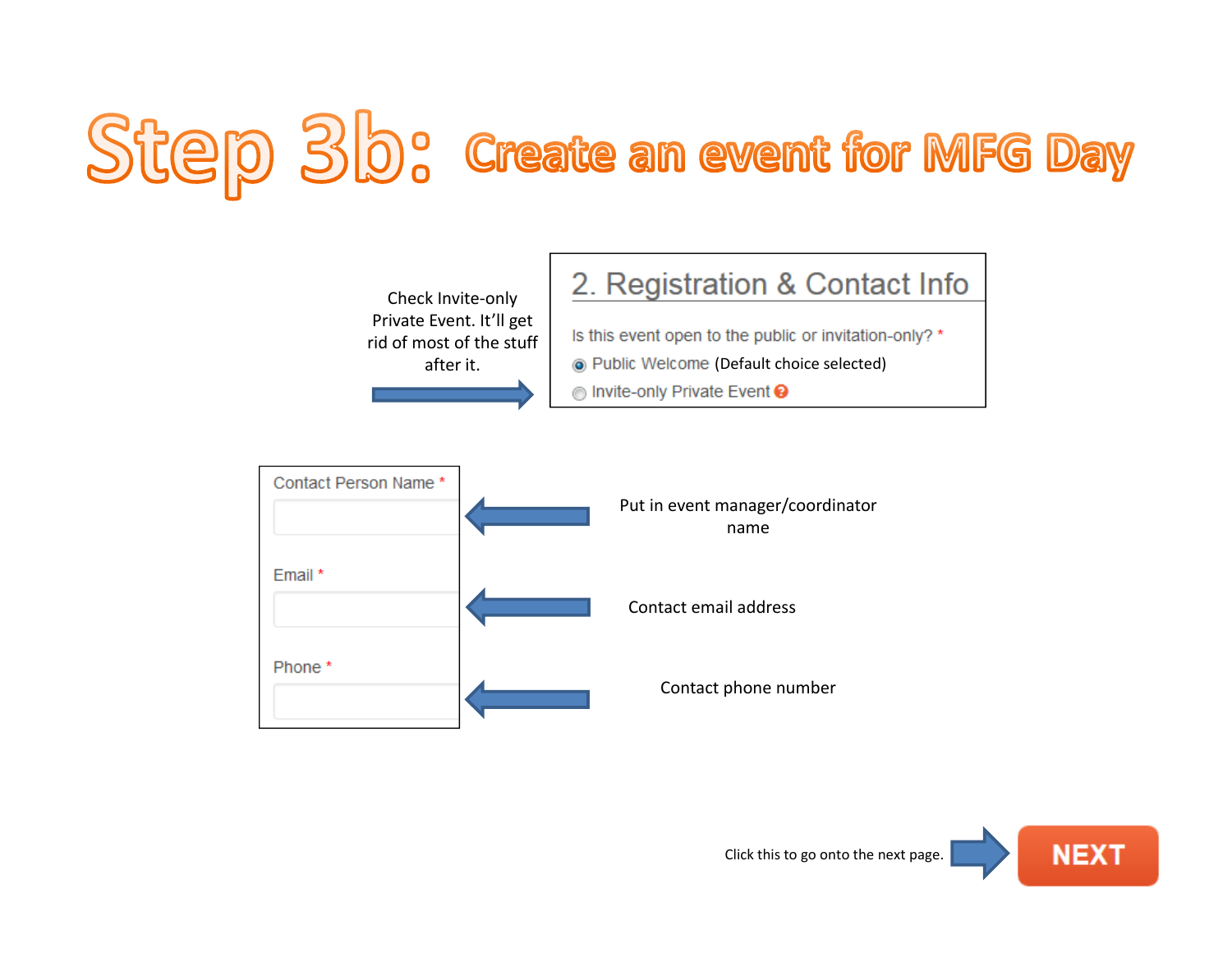# Step 3b: Create an event for MFG Day

Check Invite-only Private Event. It'll get rid of most of the stuff after it.

## 2. Registration & Contact Info

Is this event open to the public or invitation-only? *

- Public Welcome (Default choice selected)
- Invite-only Private Event

Contact Person Name * — Put in event manager/coordinator name

Email * — Contact email address

Phone * — Contact phone number

Click this to go onto the next page. **NEXT**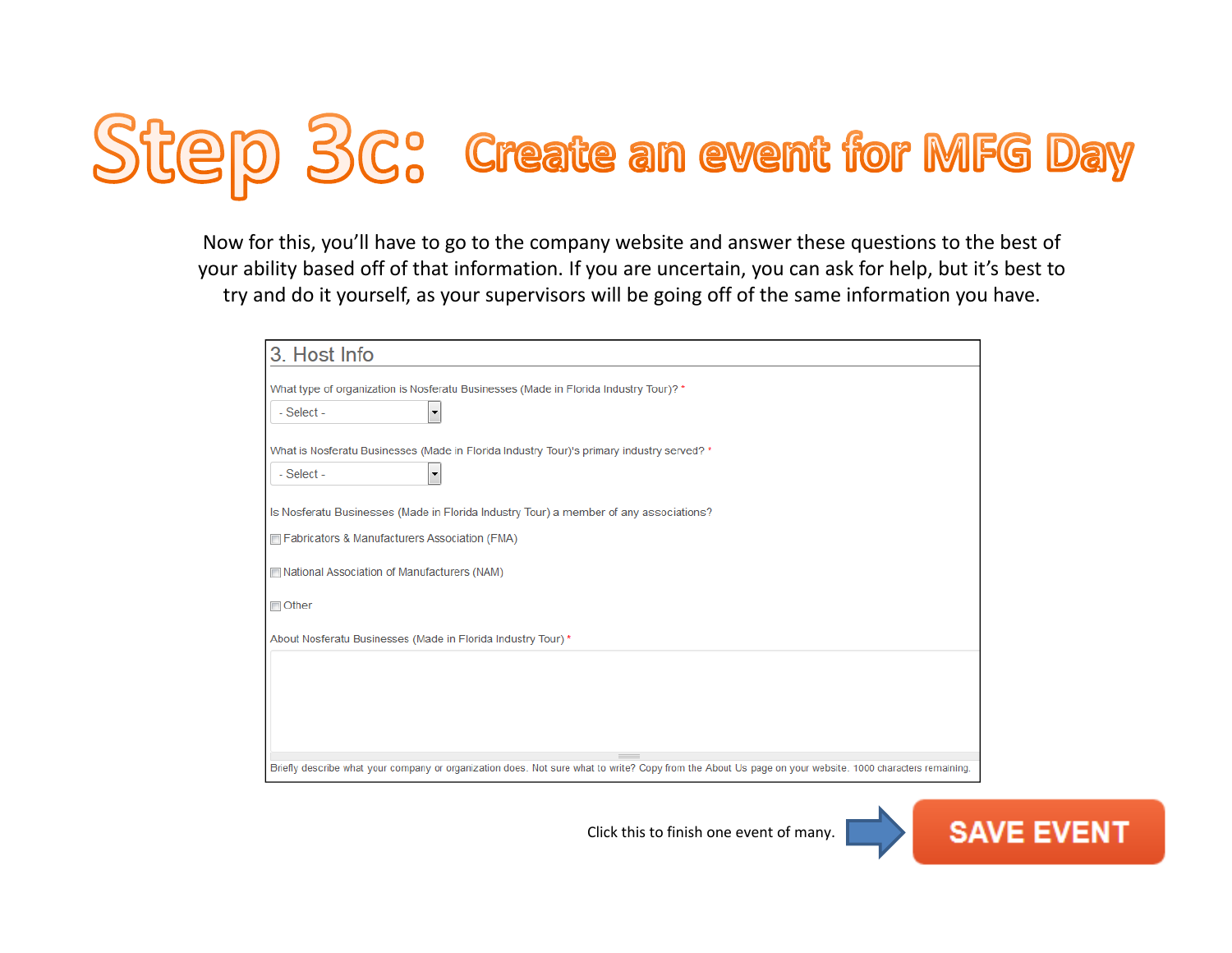# Step 3c: Create an event for MFG Day

Now for this, you'll have to go to the company website and answer these questions to the best of your ability based off of that information. If you are uncertain, you can ask for help, but it's best to try and do it yourself, as your supervisors will be going off of the same information you have.

## 3. Host Info

What type of organization is Nosferatu Businesses (Made in Florida Industry Tour)? *

- Select -

What is Nosferatu Businesses (Made in Florida Industry Tour)'s primary industry served? *

- Select -

Is Nosferatu Businesses (Made in Florida Industry Tour) a member of any associations?

- [ ] Fabricators & Manufacturers Association (FMA)
- [ ] National Association of Manufacturers (NAM)
- [ ] Other

About Nosferatu Businesses (Made in Florida Industry Tour) *

Briefly describe what your company or organization does. Not sure what to write? Copy from the About Us page on your website. 1000 characters remaining.

Click this to finish one event of many. **SAVE EVENT**